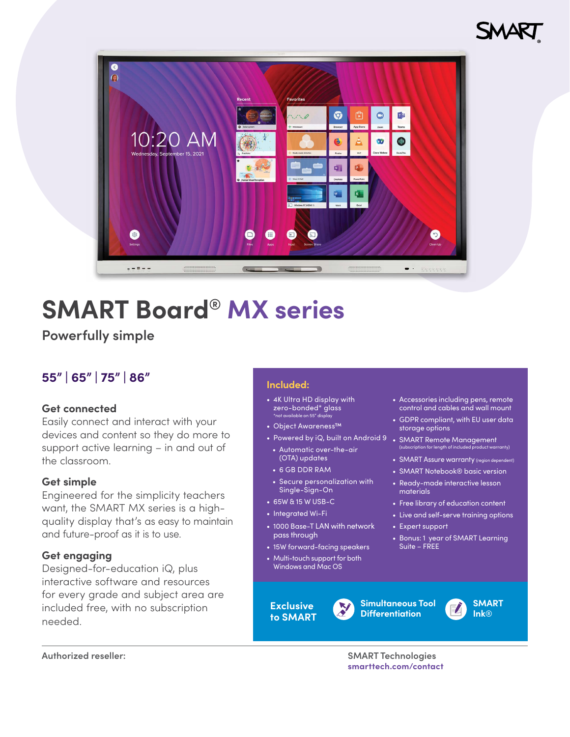# SMART Board® MX series

Powerfully simple

## 55” | 65” | 75” | 86”

### Get connected

Easily connect and interact with your devices and content so they do more to support active learning – in and out of the classroom.

### Get simple

Engineered for the simplicity teachers want, the SMART MX series is a high-quality display that's as easy to maintain and future-proof as it is to use.

### Get engaging

Designed-for-education iQ, plus interactive software and resources for every grade and subject area are included free, with no subscription needed.

### Included:

- 4K Ultra HD display with zero-bonded* glass
  *not available on 55" display
- Object Awareness™
- Powered by iQ, built on Android 9
  - Automatic over-the-air (OTA) updates
  - 6 GB DDR RAM
  - Secure personalization with Single-Sign-On
- 65W & 15 W USB-C
- Integrated Wi-Fi
- 1000 Base-T LAN with network pass through
- 15W forward-facing speakers
- Multi-touch support for both Windows and Mac OS
- Accessories including pens, remote control and cables and wall mount
- GDPR compliant, with EU user data storage options
- SMART Remote Management (subscription for length of included product warranty)
- SMART Assure warranty (region dependent)
- SMART Notebook® basic version
- Ready-made interactive lesson materials
- Free library of education content
- Live and self-serve training options
- Expert support
- Bonus: 1 year of SMART Learning Suite – FREE

**Exclusive to SMART** | Simultaneous Tool Differentiation | SMART Ink®

Authorized reseller:

SMART Technologies
smarttech.com/contact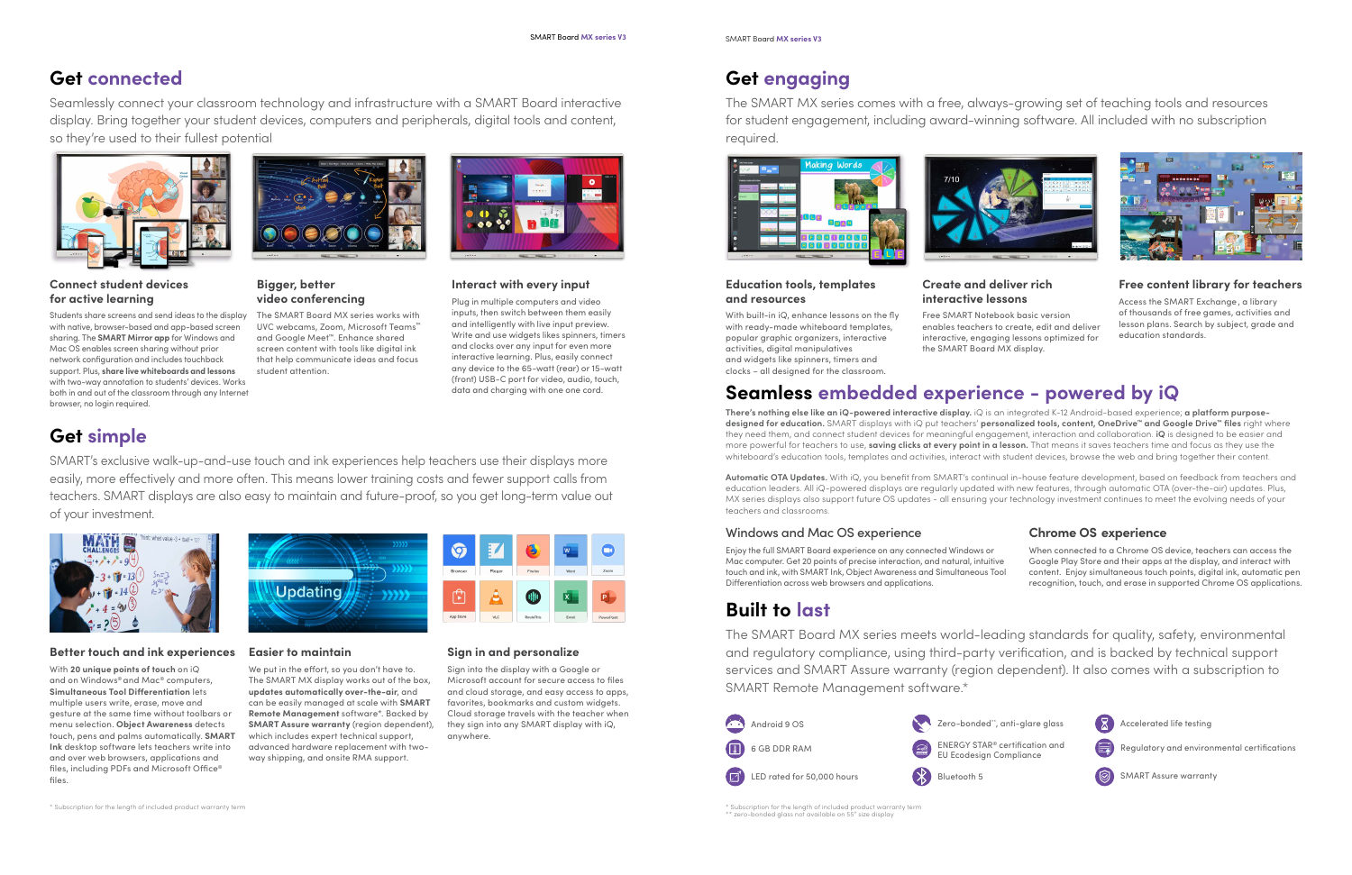## Get connected

Seamlessly connect your classroom technology and infrastructure with a SMART Board interactive display. Bring together your student devices, computers and peripherals, digital tools and content, so they're used to their fullest potential

### Connect student devices for active learning

Students share screens and send ideas to the display with native, browser-based and app-based screen sharing. The **SMART Mirror app** for Windows and Mac OS enables screen sharing without prior network configuration and includes touchback support. Plus, **share live whiteboards and lessons** with two-way annotation to students' devices. Works both in and out of the classroom through any Internet browser, no login required.

### Bigger, better video conferencing

The SMART Board MX series works with UVC webcams, Zoom, Microsoft Teams™ and Google Meet™. Enhance shared screen content with tools like digital ink that help communicate ideas and focus student attention.

### Interact with every input

Plug in multiple computers and video inputs, then switch between them easily and intelligently with live input preview. Write and use widgets like spinners, timers and clocks over any input for even more interactive learning. Plus, easily connect any device to the 65-watt (rear) or 15-watt (front) USB-C port for video, audio, touch, data and charging with one one cord.

## Get simple

SMART's exclusive walk-up-and-use touch and ink experiences help teachers use their displays more easily, more effectively and more often. This means lower training costs and fewer support calls from teachers. SMART displays are also easy to maintain and future-proof, so you get long-term value out of your investment.

### Better touch and ink experiences

With **20 unique points of touch** on iQ and on Windows® and Mac® computers, **Simultaneous Tool Differentiation** lets multiple users write, erase, move and gesture at the same time without toolbars or menu selection. **Object Awareness** detects touch, pens and palms automatically. **SMART Ink** desktop software lets teachers write into and over web browsers, applications and files, including PDFs and Microsoft Office® files.

### Easier to maintain

We put in the effort, so you don't have to. The SMART MX display works out of the box, **updates automatically over-the-air**, and can be easily managed at scale with **SMART Remote Management** software*. Backed by **SMART Assure warranty** (region dependent), which includes expert technical support, advanced hardware replacement with two-way shipping, and onsite RMA support.

### Sign in and personalize

Sign into the display with a Google or Microsoft account for secure access to files and cloud storage, and easy access to apps, favorites, bookmarks and custom widgets. Cloud storage travels with the teacher when they sign into any SMART display with iQ, anywhere.

\* Subscription for the length of included product warranty term

## Get engaging

The SMART MX series comes with a free, always-growing set of teaching tools and resources for student engagement, including award-winning software. All included with no subscription required.

### Education tools, templates and resources

With built-in iQ, enhance lessons on the fly with ready-made whiteboard templates, popular graphic organizers, interactive activities, digital manipulatives and widgets like spinners, timers and clocks – all designed for the classroom.

### Create and deliver rich interactive lessons

Free SMART Notebook basic version enables teachers to create, edit and deliver interactive, engaging lessons optimized for the SMART Board MX display.

### Free content library for teachers

Access the SMART Exchange, a library of thousands of free games, activities and lesson plans. Search by subject, grade and education standards.

## Seamless embedded experience - powered by iQ

**There's nothing else like an iQ-powered interactive display.** iQ is an integrated K-12 Android-based experience; **a platform purpose-designed for education.** SMART displays with iQ put teachers' **personalized tools, content, OneDrive™ and Google Drive™ files** right where they need them, and connect student devices for meaningful engagement, interaction and collaboration. **iQ** is designed to be easier and more powerful for teachers to use, **saving clicks at every point in a lesson.** That means it saves teachers time and focus as they use the whiteboard's education tools, templates and activities, interact with student devices, browse the web and bring together their content.

**Automatic OTA Updates.** With iQ, you benefit from SMART's continual in-house feature development, based on feedback from teachers and education leaders. All iQ-powered displays are regularly updated with new features, through automatic OTA (over-the-air) updates. Plus, MX series displays also support future OS updates - all ensuring your technology investment continues to meet the evolving needs of your teachers and classrooms.

### Windows and Mac OS experience

Enjoy the full SMART Board experience on any connected Windows or Mac computer. Get 20 points of precise interaction, and natural, intuitive touch and ink, with SMART Ink, Object Awareness and Simultaneous Tool Differentiation across web browsers and applications.

### Chrome OS experience

When connected to a Chrome OS device, teachers can access the Google Play Store and their apps at the display, and interact with content. Enjoy simultaneous touch points, digital ink, automatic pen recognition, touch, and erase in supported Chrome OS applications.

## Built to last

The SMART Board MX series meets world-leading standards for quality, safety, environmental and regulatory compliance, using third-party verification, and is backed by technical support services and SMART Assure warranty (region dependent). It also comes with a subscription to SMART Remote Management software.*

- Android 9 OS
- 6 GB DDR RAM
- LED rated for 50,000 hours
- Zero-bonded**, anti-glare glass
- ENERGY STAR® certification and EU Ecodesign Compliance
- Bluetooth 5
- Accelerated life testing
- Regulatory and environmental certifications
- SMART Assure warranty

\* Subscription for the length of included product warranty term
\** zero-bonded glass not available on 55" size display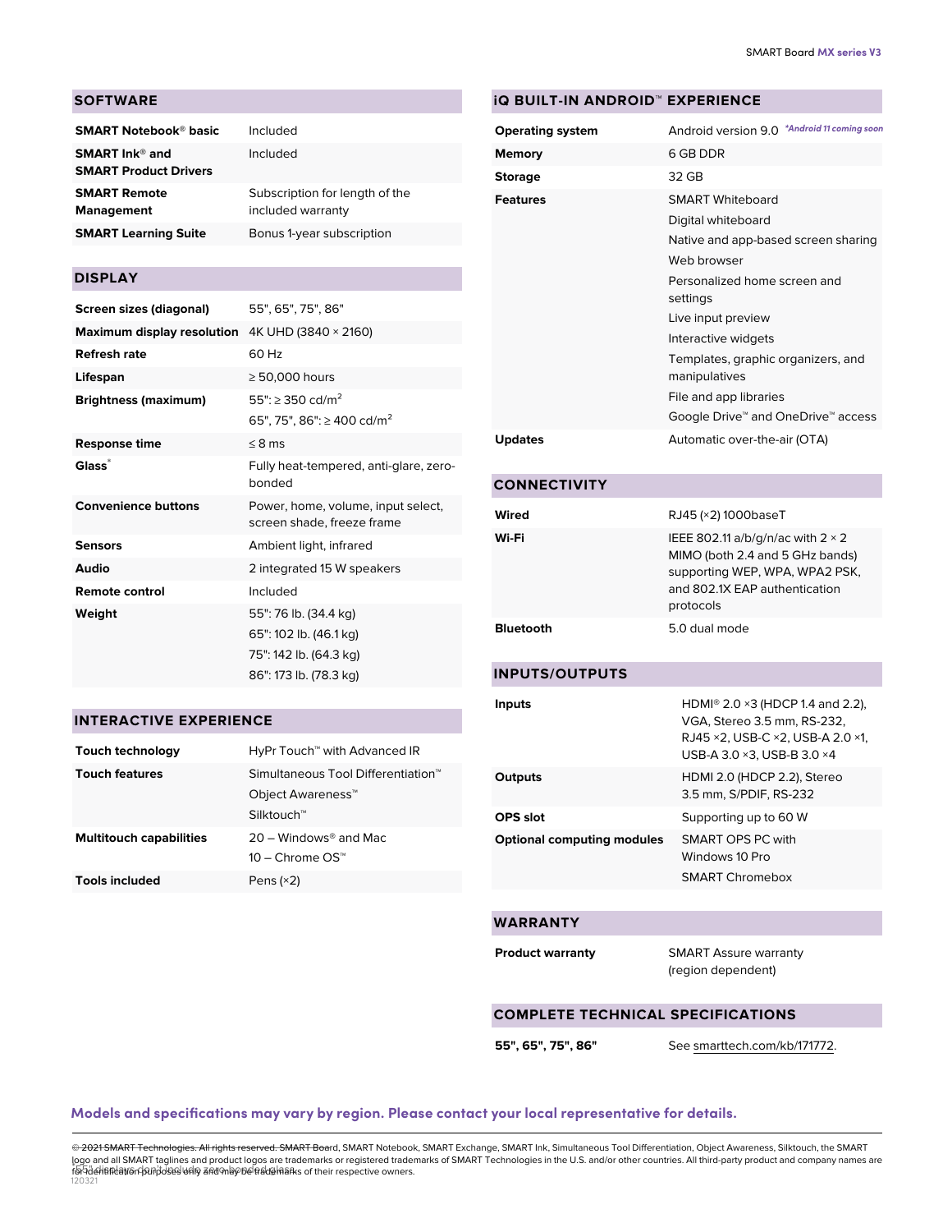## SOFTWARE

| | |
|---|---|
| **SMART Notebook® basic** | Included |
| **SMART Ink® and SMART Product Drivers** | Included |
| **SMART Remote Management** | Subscription for length of the included warranty |
| **SMART Learning Suite** | Bonus 1-year subscription |

## DISPLAY

| | |
|---|---|
| **Screen sizes (diagonal)** | 55", 65", 75", 86" |
| **Maximum display resolution** | 4K UHD (3840 × 2160) |
| **Refresh rate** | 60 Hz |
| **Lifespan** | ≥ 50,000 hours |
| **Brightness (maximum)** | 55": ≥ 350 cd/m$^2$<br>65", 75", 86": ≥ 400 cd/m$^2$ |
| **Response time** | ≤ 8 ms |
| **Glass*** | Fully heat-tempered, anti-glare, zero-bonded |
| **Convenience buttons** | Power, home, volume, input select, screen shade, freeze frame |
| **Sensors** | Ambient light, infrared |
| **Audio** | 2 integrated 15 W speakers |
| **Remote control** | Included |
| **Weight** | 55": 76 lb. (34.4 kg)<br>65": 102 lb. (46.1 kg)<br>75": 142 lb. (64.3 kg)<br>86": 173 lb. (78.3 kg) |

## INTERACTIVE EXPERIENCE

| | |
|---|---|
| **Touch technology** | HyPr Touch™ with Advanced IR |
| **Touch features** | Simultaneous Tool Differentiation™<br>Object Awareness™<br>Silktouch™ |
| **Multitouch capabilities** | 20 – Windows® and Mac<br>10 – Chrome OS™ |
| **Tools included** | Pens (×2) |

## iQ BUILT-IN ANDROID™ EXPERIENCE

| | |
|---|---|
| **Operating system** | Android version 9.0 *Android 11 coming soon |
| **Memory** | 6 GB DDR |
| **Storage** | 32 GB |
| **Features** | SMART Whiteboard<br>Digital whiteboard<br>Native and app-based screen sharing<br>Web browser<br>Personalized home screen and settings<br>Live input preview<br>Interactive widgets<br>Templates, graphic organizers, and manipulatives<br>File and app libraries<br>Google Drive™ and OneDrive™ access |
| **Updates** | Automatic over-the-air (OTA) |

## CONNECTIVITY

| | |
|---|---|
| **Wired** | RJ45 (×2) 1000baseT |
| **Wi-Fi** | IEEE 802.11 a/b/g/n/ac with 2 × 2 MIMO (both 2.4 and 5 GHz bands) supporting WEP, WPA, WPA2 PSK, and 802.1X EAP authentication protocols |
| **Bluetooth** | 5.0 dual mode |

## INPUTS/OUTPUTS

| | |
|---|---|
| **Inputs** | HDMI® 2.0 ×3 (HDCP 1.4 and 2.2), VGA, Stereo 3.5 mm, RS-232, RJ45 ×2, USB-C ×2, USB-A 2.0 ×1, USB-A 3.0 ×3, USB-B 3.0 ×4 |
| **Outputs** | HDMI 2.0 (HDCP 2.2), Stereo 3.5 mm, S/PDIF, RS-232 |
| **OPS slot** | Supporting up to 60 W |
| **Optional computing modules** | SMART OPS PC with Windows 10 Pro<br>SMART Chromebox |

## WARRANTY

| | |
|---|---|
| **Product warranty** | SMART Assure warranty (region dependent) |

## COMPLETE TECHNICAL SPECIFICATIONS

| | |
|---|---|
| **55", 65", 75", 86"** | See smarttech.com/kb/171772. |

**Models and specifications may vary by region. Please contact your local representative for details.**

© 2021 SMART Technologies. All rights reserved. SMART Board, SMART Notebook, SMART Exchange, SMART Ink, Simultaneous Tool Differentiation, Object Awareness, Silktouch, the SMART logo and all SMART taglines and product logos are trademarks or registered trademarks of SMART Technologies in the U.S. and/or other countries. All third-party product and company names are for identification purposes only and may be trademarks of their respective owners.

*55" displays don't include zero-bonded glass

120321